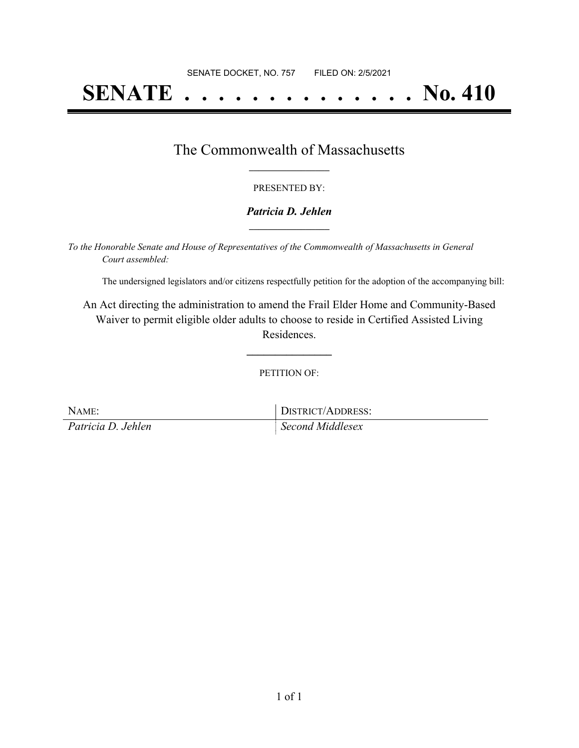SENATE DOCKET, NO. 757        FILED ON: 2/5/2021

# SENATE . . . . . . . . . . . . . . No. 410

## The Commonwealth of Massachusetts

PRESENTED BY:

***Patricia D. Jehlen***

*To the Honorable Senate and House of Representatives of the Commonwealth of Massachusetts in General Court assembled:*

The undersigned legislators and/or citizens respectfully petition for the adoption of the accompanying bill:

An Act directing the administration to amend the Frail Elder Home and Community-Based Waiver to permit eligible older adults to choose to reside in Certified Assisted Living Residences.

PETITION OF:

| NAME: | DISTRICT/ADDRESS: |
|---|---|
| *Patricia D. Jehlen* | *Second Middlesex* |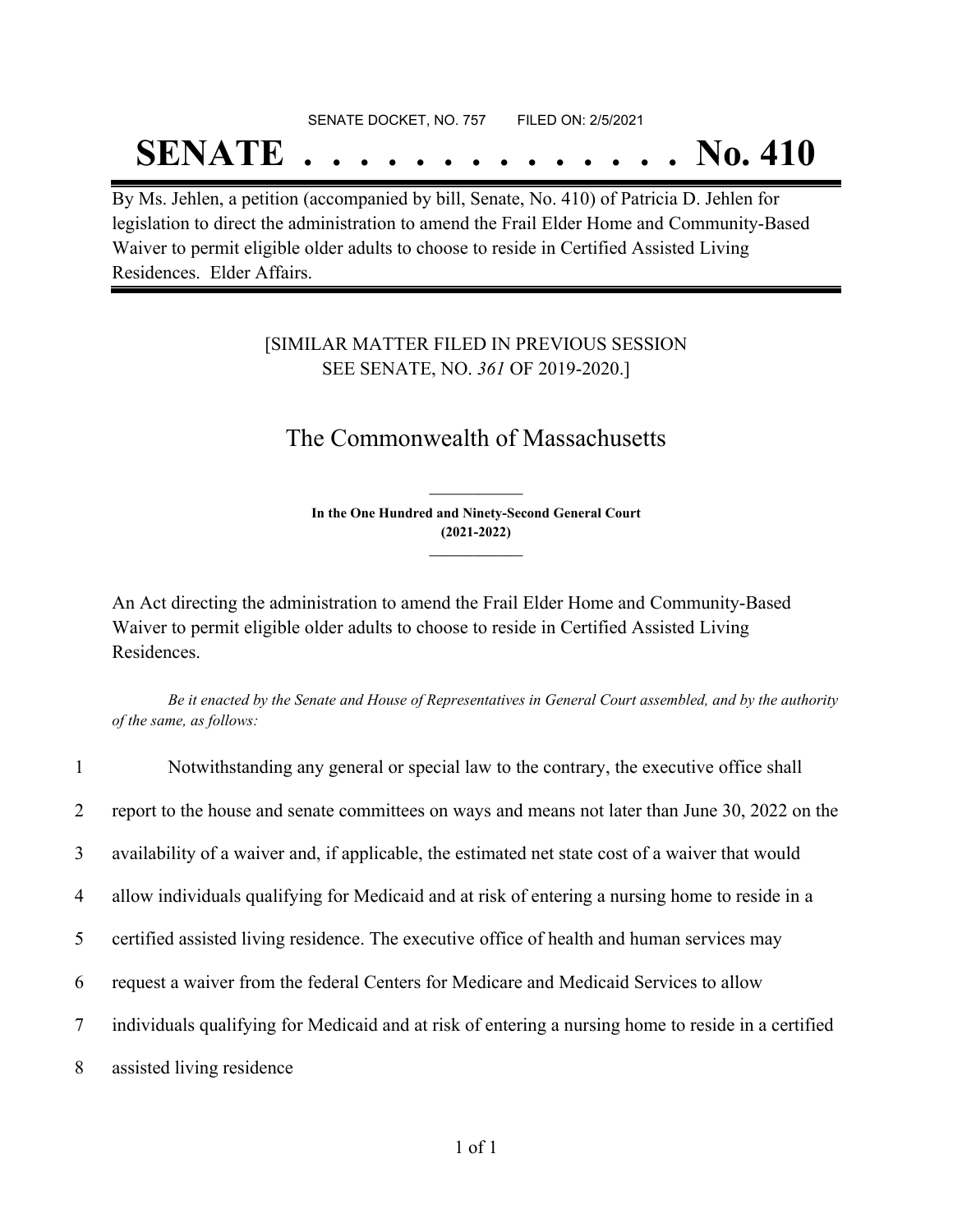SENATE DOCKET, NO. 757 FILED ON: 2/5/2021

# SENATE . . . . . . . . . . . . . . No. 410

By Ms. Jehlen, a petition (accompanied by bill, Senate, No. 410) of Patricia D. Jehlen for legislation to direct the administration to amend the Frail Elder Home and Community-Based Waiver to permit eligible older adults to choose to reside in Certified Assisted Living Residences. Elder Affairs.

[SIMILAR MATTER FILED IN PREVIOUS SESSION SEE SENATE, NO. *361* OF 2019-2020.]

## The Commonwealth of Massachusetts

**In the One Hundred and Ninety-Second General Court (2021-2022)**

An Act directing the administration to amend the Frail Elder Home and Community-Based Waiver to permit eligible older adults to choose to reside in Certified Assisted Living Residences.

*Be it enacted by the Senate and House of Representatives in General Court assembled, and by the authority of the same, as follows:*

1 Notwithstanding any general or special law to the contrary, the executive office shall
2 report to the house and senate committees on ways and means not later than June 30, 2022 on the
3 availability of a waiver and, if applicable, the estimated net state cost of a waiver that would
4 allow individuals qualifying for Medicaid and at risk of entering a nursing home to reside in a
5 certified assisted living residence. The executive office of health and human services may
6 request a waiver from the federal Centers for Medicare and Medicaid Services to allow
7 individuals qualifying for Medicaid and at risk of entering a nursing home to reside in a certified
8 assisted living residence